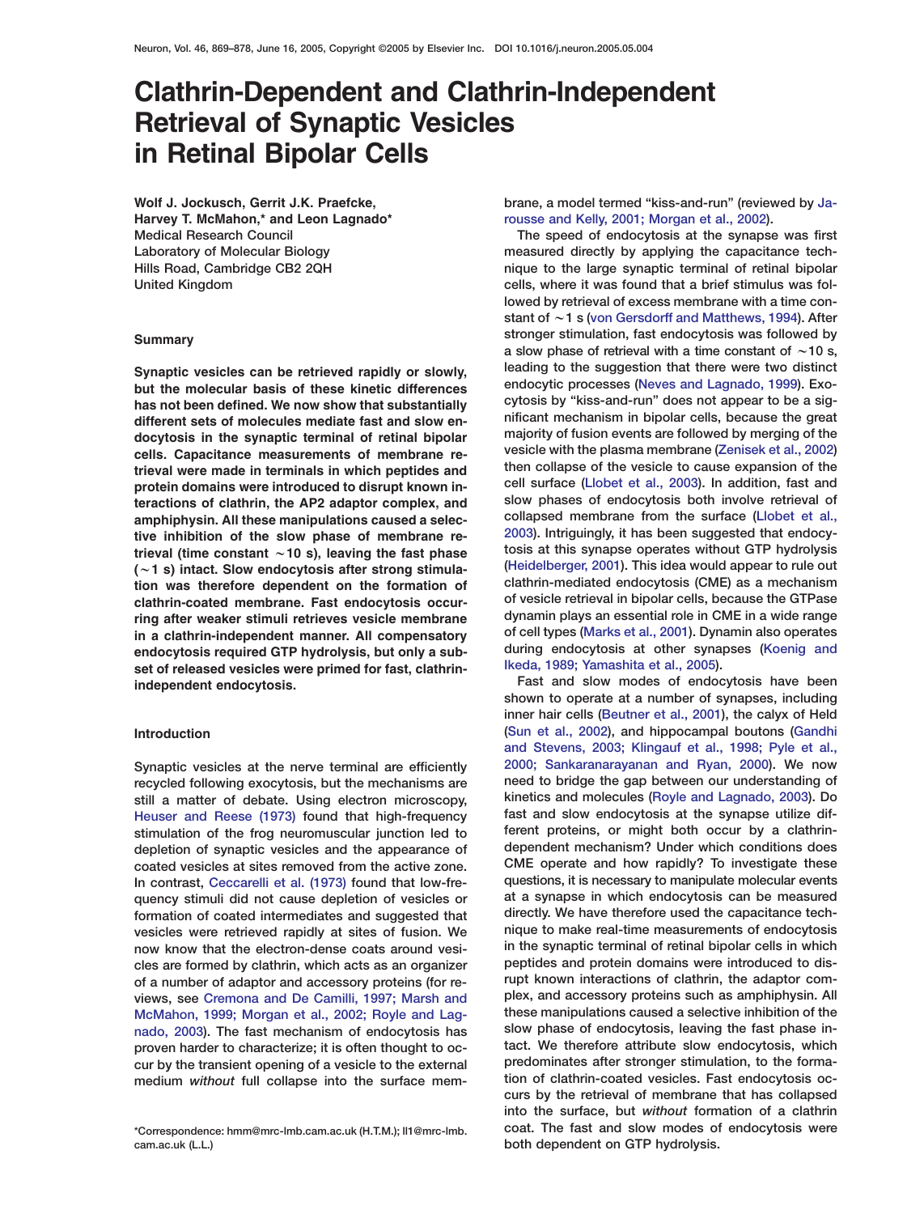# Clathrin-Dependent and Clathrin-Independent Retrieval of Synaptic Vesicles in Retinal Bipolar Cells

**Wolf J. Jockusch, Gerrit J.K. Praefcke, Harvey T. McMahon,\* and Leon Lagnado\***
Medical Research Council
Laboratory of Molecular Biology
Hills Road, Cambridge CB2 2QH
United Kingdom

## Summary

**Synaptic vesicles can be retrieved rapidly or slowly, but the molecular basis of these kinetic differences has not been defined. We now show that substantially different sets of molecules mediate fast and slow endocytosis in the synaptic terminal of retinal bipolar cells. Capacitance measurements of membrane retrieval were made in terminals in which peptides and protein domains were introduced to disrupt known interactions of clathrin, the AP2 adaptor complex, and amphiphysin. All these manipulations caused a selective inhibition of the slow phase of membrane retrieval (time constant ~10 s), leaving the fast phase (~1 s) intact. Slow endocytosis after strong stimulation was therefore dependent on the formation of clathrin-coated membrane. Fast endocytosis occurring after weaker stimuli retrieves vesicle membrane in a clathrin-independent manner. All compensatory endocytosis required GTP hydrolysis, but only a subset of released vesicles were primed for fast, clathrin-independent endocytosis.**

## Introduction

Synaptic vesicles at the nerve terminal are efficiently recycled following exocytosis, but the mechanisms are still a matter of debate. Using electron microscopy, Heuser and Reese (1973) found that high-frequency stimulation of the frog neuromuscular junction led to depletion of synaptic vesicles and the appearance of coated vesicles at sites removed from the active zone. In contrast, Ceccarelli et al. (1973) found that low-frequency stimuli did not cause depletion of vesicles or formation of coated intermediates and suggested that vesicles were retrieved rapidly at sites of fusion. We now know that the electron-dense coats around vesicles are formed by clathrin, which acts as an organizer of a number of adaptor and accessory proteins (for reviews, see Cremona and De Camilli, 1997; Marsh and McMahon, 1999; Morgan et al., 2002; Royle and Lagnado, 2003). The fast mechanism of endocytosis has proven harder to characterize; it is often thought to occur by the transient opening of a vesicle to the external medium *without* full collapse into the surface membrane, a model termed "kiss-and-run" (reviewed by Jarousse and Kelly, 2001; Morgan et al., 2002).

The speed of endocytosis at the synapse was first measured directly by applying the capacitance technique to the large synaptic terminal of retinal bipolar cells, where it was found that a brief stimulus was followed by retrieval of excess membrane with a time constant of ~1 s (von Gersdorff and Matthews, 1994). After stronger stimulation, fast endocytosis was followed by a slow phase of retrieval with a time constant of ~10 s, leading to the suggestion that there were two distinct endocytic processes (Neves and Lagnado, 1999). Exocytosis by "kiss-and-run" does not appear to be a significant mechanism in bipolar cells, because the great majority of fusion events are followed by merging of the vesicle with the plasma membrane (Zenisek et al., 2002) then collapse of the vesicle to cause expansion of the cell surface (Llobet et al., 2003). In addition, fast and slow phases of endocytosis both involve retrieval of collapsed membrane from the surface (Llobet et al., 2003). Intriguingly, it has been suggested that endocytosis at this synapse operates without GTP hydrolysis (Heidelberger, 2001). This idea would appear to rule out clathrin-mediated endocytosis (CME) as a mechanism of vesicle retrieval in bipolar cells, because the GTPase dynamin plays an essential role in CME in a wide range of cell types (Marks et al., 2001). Dynamin also operates during endocytosis at other synapses (Koenig and Ikeda, 1989; Yamashita et al., 2005).

Fast and slow modes of endocytosis have been shown to operate at a number of synapses, including inner hair cells (Beutner et al., 2001), the calyx of Held (Sun et al., 2002), and hippocampal boutons (Gandhi and Stevens, 2003; Klingauf et al., 1998; Pyle et al., 2000; Sankaranarayanan and Ryan, 2000). We now need to bridge the gap between our understanding of kinetics and molecules (Royle and Lagnado, 2003). Do fast and slow endocytosis at the synapse utilize different proteins, or might both occur by a clathrin-dependent mechanism? Under which conditions does CME operate and how rapidly? To investigate these questions, it is necessary to manipulate molecular events at a synapse in which endocytosis can be measured directly. We have therefore used the capacitance technique to make real-time measurements of endocytosis in the synaptic terminal of retinal bipolar cells in which peptides and protein domains were introduced to disrupt known interactions of clathrin, the adaptor complex, and accessory proteins such as amphiphysin. All these manipulations caused a selective inhibition of the slow phase of endocytosis, leaving the fast phase intact. We therefore attribute slow endocytosis, which predominates after stronger stimulation, to the formation of clathrin-coated vesicles. Fast endocytosis occurs by the retrieval of membrane that has collapsed into the surface, but *without* formation of a clathrin coat. The fast and slow modes of endocytosis were both dependent on GTP hydrolysis.

\*Correspondence: hmm@mrc-lmb.cam.ac.uk (H.T.M.); ll1@mrc-lmb.cam.ac.uk (L.L.)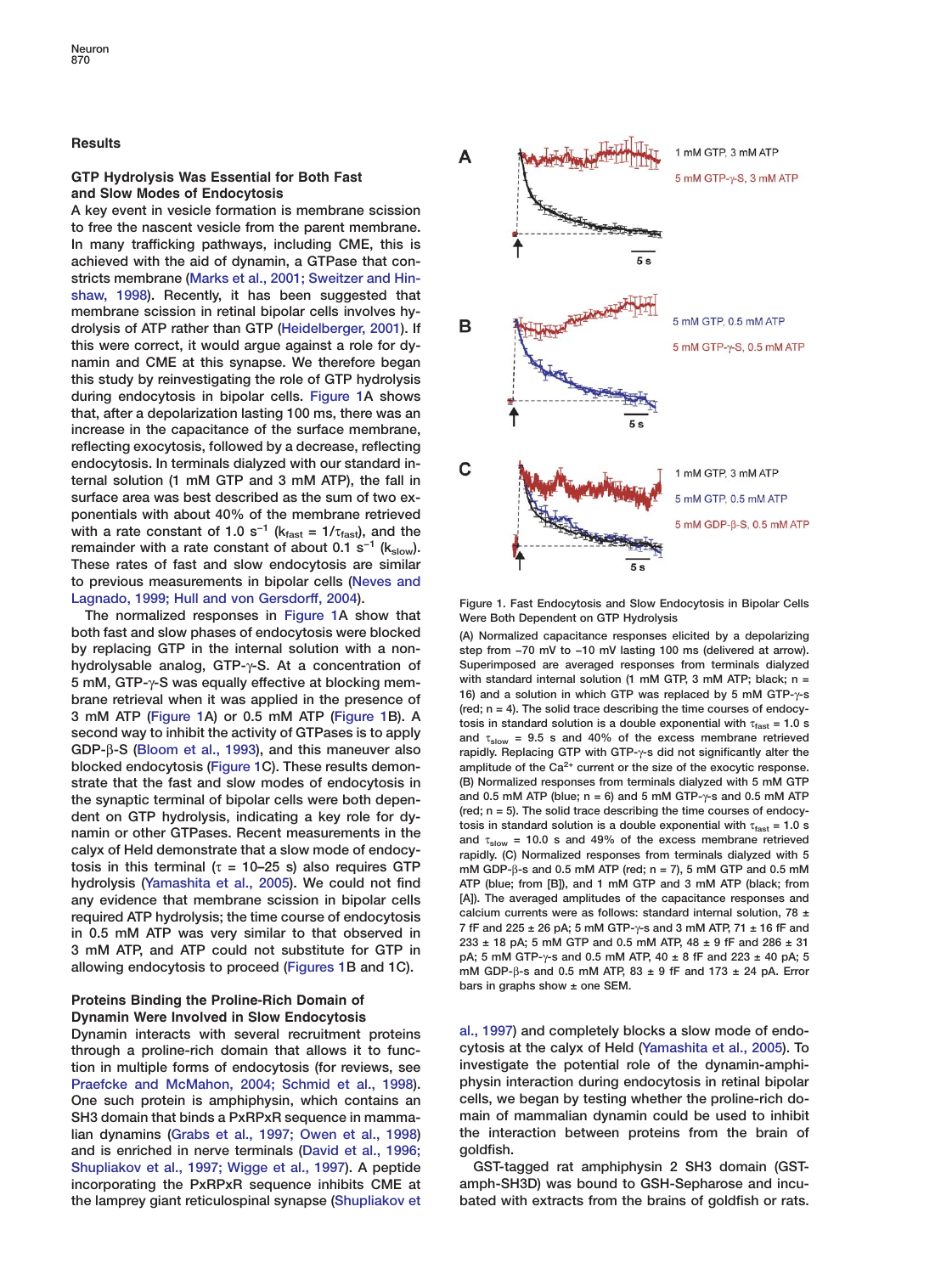## Results

### GTP Hydrolysis Was Essential for Both Fast and Slow Modes of Endocytosis

A key event in vesicle formation is membrane scission to free the nascent vesicle from the parent membrane. In many trafficking pathways, including CME, this is achieved with the aid of dynamin, a GTPase that constricts membrane (Marks et al., 2001; Sweitzer and Hinshaw, 1998). Recently, it has been suggested that membrane scission in retinal bipolar cells involves hydrolysis of ATP rather than GTP (Heidelberger, 2001). If this were correct, it would argue against a role for dynamin and CME at this synapse. We therefore began this study by reinvestigating the role of GTP hydrolysis during endocytosis in bipolar cells. Figure 1A shows that, after a depolarization lasting 100 ms, there was an increase in the capacitance of the surface membrane, reflecting exocytosis, followed by a decrease, reflecting endocytosis. In terminals dialyzed with our standard internal solution (1 mM GTP and 3 mM ATP), the fall in surface area was best described as the sum of two exponentials with about 40% of the membrane retrieved with a rate constant of 1.0 $s^{-1}$ ($k_{fast} = 1/\tau_{fast}$), and the remainder with a rate constant of about 0.1 $s^{-1}$ ($k_{slow}$). These rates of fast and slow endocytosis are similar to previous measurements in bipolar cells (Neves and Lagnado, 1999; Hull and von Gersdorff, 2004).

The normalized responses in Figure 1A show that both fast and slow phases of endocytosis were blocked by replacing GTP in the internal solution with a nonhydrolysable analog, GTP-γ-S. At a concentration of 5 mM, GTP-γ-S was equally effective at blocking membrane retrieval when it was applied in the presence of 3 mM ATP (Figure 1A) or 0.5 mM ATP (Figure 1B). A second way to inhibit the activity of GTPases is to apply GDP-β-S (Bloom et al., 1993), and this maneuver also blocked endocytosis (Figure 1C). These results demonstrate that the fast and slow modes of endocytosis in the synaptic terminal of bipolar cells were both dependent on GTP hydrolysis, indicating a key role for dynamin or other GTPases. Recent measurements in the calyx of Held demonstrate that a slow mode of endocytosis in this terminal (τ = 10–25 s) also requires GTP hydrolysis (Yamashita et al., 2005). We could not find any evidence that membrane scission in bipolar cells required ATP hydrolysis; the time course of endocytosis in 0.5 mM ATP was very similar to that observed in 3 mM ATP, and ATP could not substitute for GTP in allowing endocytosis to proceed (Figures 1B and 1C).

Figure 1. Fast Endocytosis and Slow Endocytosis in Bipolar Cells Were Both Dependent on GTP Hydrolysis

(A) Normalized capacitance responses elicited by a depolarizing step from −70 mV to −10 mV lasting 100 ms (delivered at arrow). Superimposed are averaged responses from terminals dialyzed with standard internal solution (1 mM GTP, 3 mM ATP; black; n = 16) and a solution in which GTP was replaced by 5 mM GTP-γ-s (red; n = 4). The solid trace describing the time courses of endocytosis in standard solution is a double exponential with $\tau_{fast}$ = 1.0 s and $\tau_{slow}$ = 9.5 s and 40% of the excess membrane retrieved rapidly. Replacing GTP with GTP-γ-s did not significantly alter the amplitude of the $Ca^{2+}$ current or the size of the exocytic response. (B) Normalized responses from terminals dialyzed with 5 mM GTP and 0.5 mM ATP (blue; n = 6) and 5 mM GTP-γ-s and 0.5 mM ATP (red; n = 5). The solid trace describing the time courses of endocytosis in standard solution is a double exponential with $\tau_{fast}$ = 1.0 s and $\tau_{slow}$ = 10.0 s and 49% of the excess membrane retrieved rapidly. (C) Normalized responses from terminals dialyzed with 5 mM GDP-β-s and 0.5 mM ATP (red; n = 7), 5 mM GTP and 0.5 mM ATP (blue; from [B]), and 1 mM GTP and 3 mM ATP (black; from [A]). The averaged amplitudes of the capacitance responses and calcium currents were as follows: standard internal solution, 78 ± 7 fF and 225 ± 26 pA; 5 mM GTP-γ-s and 3 mM ATP, 71 ± 16 fF and 233 ± 18 pA; 5 mM GTP and 0.5 mM ATP, 48 ± 9 fF and 286 ± 31 pA; 5 mM GTP-γ-s and 0.5 mM ATP, 40 ± 8 fF and 223 ± 40 pA; 5 mM GDP-β-s and 0.5 mM ATP, 83 ± 9 fF and 173 ± 24 pA. Error bars in graphs show ± one SEM.

### Proteins Binding the Proline-Rich Domain of Dynamin Were Involved in Slow Endocytosis

Dynamin interacts with several recruitment proteins through a proline-rich domain that allows it to function in multiple forms of endocytosis (for reviews, see Praefcke and McMahon, 2004; Schmid et al., 1998). One such protein is amphiphysin, which contains an SH3 domain that binds a PxRPxR sequence in mammalian dynamins (Grabs et al., 1997; Owen et al., 1998) and is enriched in nerve terminals (David et al., 1996; Shupliakov et al., 1997; Wigge et al., 1997). A peptide incorporating the PxRPxR sequence inhibits CME at the lamprey giant reticulospinal synapse (Shupliakov et al., 1997) and completely blocks a slow mode of endocytosis at the calyx of Held (Yamashita et al., 2005). To investigate the potential role of the dynamin-amphiphysin interaction during endocytosis in retinal bipolar cells, we began by testing whether the proline-rich domain of mammalian dynamin could be used to inhibit the interaction between proteins from the brain of goldfish.

GST-tagged rat amphiphysin 2 SH3 domain (GST-amph-SH3D) was bound to GSH-Sepharose and incubated with extracts from the brains of goldfish or rats.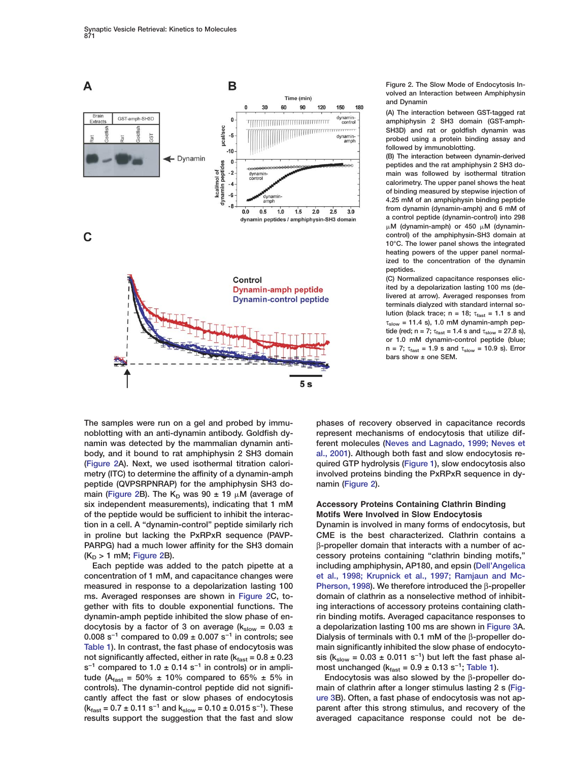Figure 2. The Slow Mode of Endocytosis Involved an Interaction between Amphiphysin and Dynamin

(A) The interaction between GST-tagged rat amphiphysin 2 SH3 domain (GST-amph-SH3D) and rat or goldfish dynamin was probed using a protein binding assay and followed by immunoblotting.

(B) The interaction between dynamin-derived peptides and the rat amphiphysin 2 SH3 domain was followed by isothermal titration calorimetry. The upper panel shows the heat of binding measured by stepwise injection of 4.25 mM of an amphiphysin binding peptide from dynamin (dynamin-amph) and 6 mM of a control peptide (dynamin-control) into 298 μM (dynamin-amph) or 450 μM (dynamin-control) of the amphiphysin-SH3 domain at 10°C. The lower panel shows the integrated heating powers of the upper panel normalized to the concentration of the dynamin peptides.

(C) Normalized capacitance responses elicited by a depolarization lasting 100 ms (delivered at arrow). Averaged responses from terminals dialyzed with standard internal solution (black trace; n = 18; $\tau_{fast}$ = 1.1 s and $\tau_{slow}$ = 11.4 s), 1.0 mM dynamin-amph peptide (red; n = 7; $\tau_{fast}$ = 1.4 s and $\tau_{slow}$ = 27.8 s), or 1.0 mM dynamin-control peptide (blue; n = 7; $\tau_{fast}$ = 1.9 s and $\tau_{slow}$ = 10.9 s). Error bars show ± one SEM.

The samples were run on a gel and probed by immunoblotting with an anti-dynamin antibody. Goldfish dynamin was detected by the mammalian dynamin antibody, and it bound to rat amphiphysin 2 SH3 domain (Figure 2A). Next, we used isothermal titration calorimetry (ITC) to determine the affinity of a dynamin-amph peptide (QVPSRPNRAP) for the amphiphysin SH3 domain (Figure 2B). The $K_D$ was 90 ± 19 μM (average of six independent measurements), indicating that 1 mM of the peptide would be sufficient to inhibit the interaction in a cell. A "dynamin-control" peptide similarly rich in proline but lacking the PxRPxR sequence (PAVPPARPG) had a much lower affinity for the SH3 domain ($K_D$ > 1 mM; Figure 2B).

Each peptide was added to the patch pipette at a concentration of 1 mM, and capacitance changes were measured in response to a depolarization lasting 100 ms. Averaged responses are shown in Figure 2C, together with fits to double exponential functions. The dynamin-amph peptide inhibited the slow phase of endocytosis by a factor of 3 on average ($k_{slow}$ = 0.03 ± 0.008 $s^{-1}$ compared to 0.09 ± 0.007 $s^{-1}$ in controls; see Table 1). In contrast, the fast phase of endocytosis was not significantly affected, either in rate ($k_{fast}$ = 0.8 ± 0.23 $s^{-1}$ compared to 1.0 ± 0.14 $s^{-1}$ in controls) or in amplitude ($A_{fast}$ = 50% ± 10% compared to 65% ± 5% in controls). The dynamin-control peptide did not significantly affect the fast or slow phases of endocytosis ($k_{fast}$ = 0.7 ± 0.11 $s^{-1}$ and $k_{slow}$ = 0.10 ± 0.015 $s^{-1}$). These results support the suggestion that the fast and slow phases of recovery observed in capacitance records represent mechanisms of endocytosis that utilize different molecules (Neves and Lagnado, 1999; Neves et al., 2001). Although both fast and slow endocytosis required GTP hydrolysis (Figure 1), slow endocytosis also involved proteins binding the PxRPxR sequence in dynamin (Figure 2).

### Accessory Proteins Containing Clathrin Binding Motifs Were Involved in Slow Endocytosis

Dynamin is involved in many forms of endocytosis, but CME is the best characterized. Clathrin contains a β-propeller domain that interacts with a number of accessory proteins containing "clathrin binding motifs," including amphiphysin, AP180, and epsin (Dell'Angelica et al., 1998; Krupnick et al., 1997; Ramjaun and McPherson, 1998). We therefore introduced the β-propeller domain of clathrin as a nonselective method of inhibiting interactions of accessory proteins containing clathrin binding motifs. Averaged capacitance responses to a depolarization lasting 100 ms are shown in Figure 3A. Dialysis of terminals with 0.1 mM of the β-propeller domain significantly inhibited the slow phase of endocytosis ($k_{slow}$ = 0.03 ± 0.011 $s^{-1}$) but left the fast phase almost unchanged ($k_{fast}$ = 0.9 ± 0.13 $s^{-1}$; Table 1).

Endocytosis was also slowed by the β-propeller domain of clathrin after a longer stimulus lasting 2 s (Figure 3B). Often, a fast phase of endocytosis was not apparent after this strong stimulus, and recovery of the averaged capacitance response could not be de-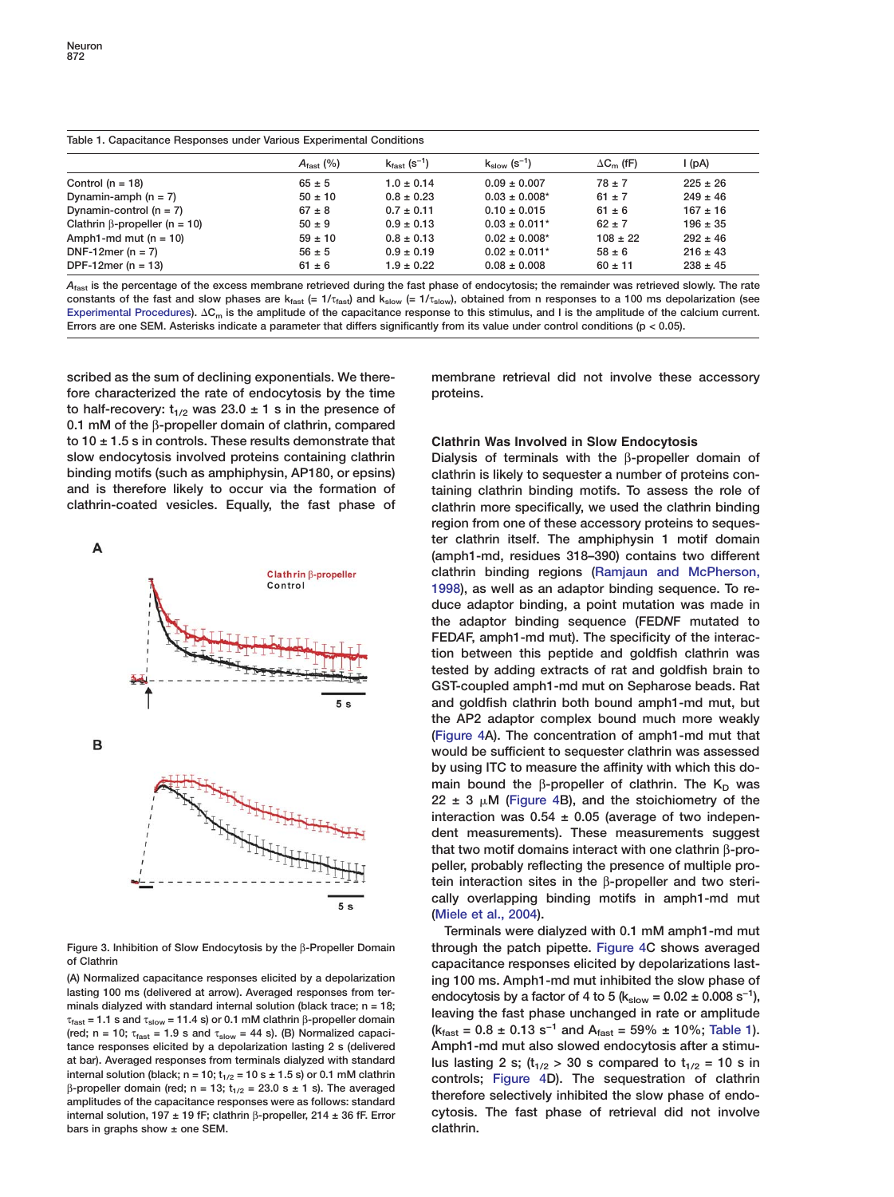Table 1. Capacitance Responses under Various Experimental Conditions

| | $A_{fast}$ (%) | $k_{fast}$ ($s^{-1}$) | $k_{slow}$ ($s^{-1}$) | $\Delta C_m$ (fF) | I (pA) |
|---|---|---|---|---|---|
| Control (n = 18) | 65 ± 5 | 1.0 ± 0.14 | 0.09 ± 0.007 | 78 ± 7 | 225 ± 26 |
| Dynamin-amph (n = 7) | 50 ± 10 | 0.8 ± 0.23 | 0.03 ± 0.008* | 61 ± 7 | 249 ± 46 |
| Dynamin-control (n = 7) | 67 ± 8 | 0.7 ± 0.11 | 0.10 ± 0.015 | 61 ± 6 | 167 ± 16 |
| Clathrin β-propeller (n = 10) | 50 ± 9 | 0.9 ± 0.13 | 0.03 ± 0.011* | 62 ± 7 | 196 ± 35 |
| Amph1-md mut (n = 10) | 59 ± 10 | 0.8 ± 0.13 | 0.02 ± 0.008* | 108 ± 22 | 292 ± 46 |
| DNF-12mer (n = 7) | 56 ± 5 | 0.9 ± 0.19 | 0.02 ± 0.011* | 58 ± 6 | 216 ± 43 |
| DPF-12mer (n = 13) | 61 ± 6 | 1.9 ± 0.22 | 0.08 ± 0.008 | 60 ± 11 | 238 ± 45 |

$A_{fast}$ is the percentage of the excess membrane retrieved during the fast phase of endocytosis; the remainder was retrieved slowly. The rate constants of the fast and slow phases are $k_{fast}$ (= $1/\tau_{fast}$) and $k_{slow}$ (= $1/\tau_{slow}$), obtained from n responses to a 100 ms depolarization (see Experimental Procedures). $\Delta C_m$ is the amplitude of the capacitance response to this stimulus, and I is the amplitude of the calcium current. Errors are one SEM. Asterisks indicate a parameter that differs significantly from its value under control conditions ($p < 0.05$).

scribed as the sum of declining exponentials. We therefore characterized the rate of endocytosis by the time to half-recovery: $t_{1/2}$ was 23.0 ± 1 s in the presence of 0.1 mM of the β-propeller domain of clathrin, compared to 10 ± 1.5 s in controls. These results demonstrate that slow endocytosis involved proteins containing clathrin binding motifs (such as amphiphysin, AP180, or epsins) and is therefore likely to occur via the formation of clathrin-coated vesicles. Equally, the fast phase of membrane retrieval did not involve these accessory proteins.

Figure 3. Inhibition of Slow Endocytosis by the β-Propeller Domain of Clathrin

(A) Normalized capacitance responses elicited by a depolarization lasting 100 ms (delivered at arrow). Averaged responses from terminals dialyzed with standard internal solution (black trace; n = 18; $\tau_{fast}$ = 1.1 s and $\tau_{slow}$ = 11.4 s) or 0.1 mM clathrin β-propeller domain (red; n = 10; $\tau_{fast}$ = 1.9 s and $\tau_{slow}$ = 44 s). (B) Normalized capacitance responses elicited by a depolarization lasting 2 s (delivered at bar). Averaged responses from terminals dialyzed with standard internal solution (black; n = 10; $t_{1/2}$ = 10 s ± 1.5 s) or 0.1 mM clathrin β-propeller domain (red; n = 13; $t_{1/2}$ = 23.0 s ± 1 s). The averaged amplitudes of the capacitance responses were as follows: standard internal solution, 197 ± 19 fF; clathrin β-propeller, 214 ± 36 fF. Error bars in graphs show ± one SEM.

## Clathrin Was Involved in Slow Endocytosis

Dialysis of terminals with the β-propeller domain of clathrin is likely to sequester a number of proteins containing clathrin binding motifs. To assess the role of clathrin more specifically, we used the clathrin binding region from one of these accessory proteins to sequester clathrin itself. The amphiphysin 1 motif domain (amph1-md, residues 318–390) contains two different clathrin binding regions (Ramjaun and McPherson, 1998), as well as an adaptor binding sequence. To reduce adaptor binding, a point mutation was made in the adaptor binding sequence (FED*N*F mutated to FED*A*F, amph1-md mut). The specificity of the interaction between this peptide and goldfish clathrin was tested by adding extracts of rat and goldfish brain to GST-coupled amph1-md mut on Sepharose beads. Rat and goldfish clathrin both bound amph1-md mut, but the AP2 adaptor complex bound much more weakly (Figure 4A). The concentration of amph1-md mut that would be sufficient to sequester clathrin was assessed by using ITC to measure the affinity with which this domain bound the β-propeller of clathrin. The $K_D$ was 22 ± 3 μM (Figure 4B), and the stoichiometry of the interaction was 0.54 ± 0.05 (average of two independent measurements). These measurements suggest that two motif domains interact with one clathrin β-propeller, probably reflecting the presence of multiple protein interaction sites in the β-propeller and two sterically overlapping binding motifs in amph1-md mut (Miele et al., 2004).

Terminals were dialyzed with 0.1 mM amph1-md mut through the patch pipette. Figure 4C shows averaged capacitance responses elicited by depolarizations lasting 100 ms. Amph1-md mut inhibited the slow phase of endocytosis by a factor of 4 to 5 ($k_{slow}$ = 0.02 ± 0.008 $s^{-1}$), leaving the fast phase unchanged in rate or amplitude ($k_{fast}$ = 0.8 ± 0.13 $s^{-1}$ and $A_{fast}$ = 59% ± 10%; Table 1). Amph1-md mut also slowed endocytosis after a stimulus lasting 2 s; ($t_{1/2}$ > 30 s compared to $t_{1/2}$ = 10 s in controls; Figure 4D). The sequestration of clathrin therefore selectively inhibited the slow phase of endocytosis. The fast phase of retrieval did not involve clathrin.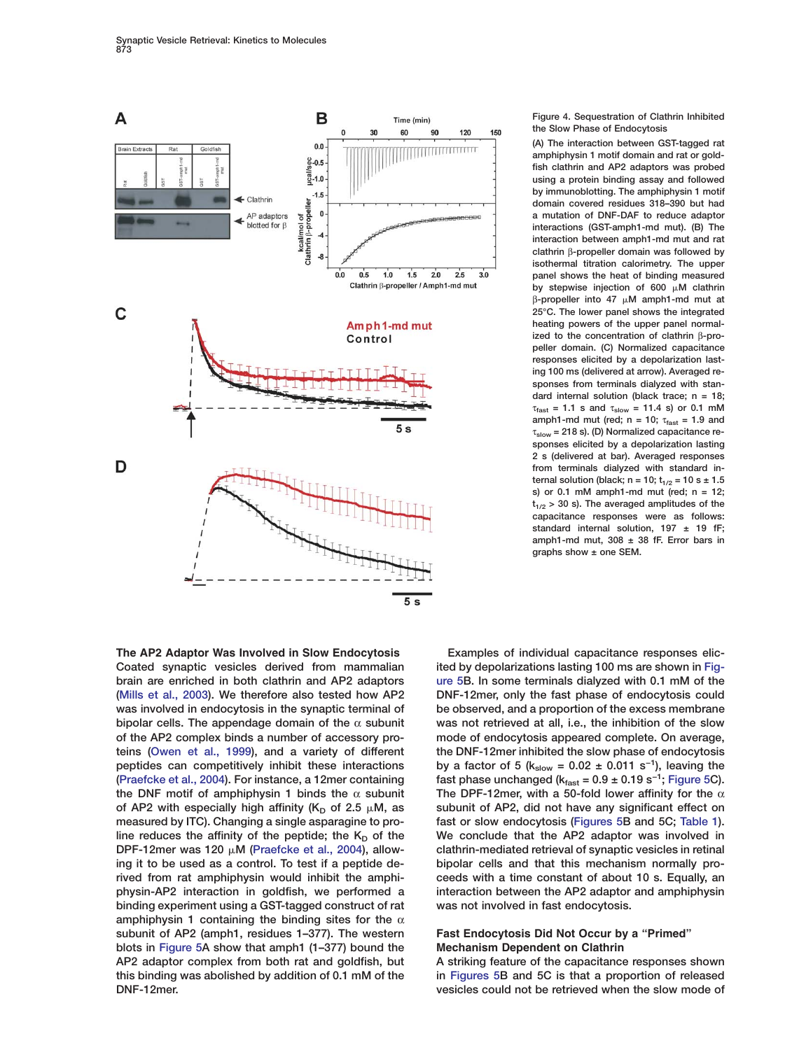Figure 4. Sequestration of Clathrin Inhibited the Slow Phase of Endocytosis

(A) The interaction between GST-tagged rat amphiphysin 1 motif domain and rat or goldfish clathrin and AP2 adaptors was probed using a protein binding assay and followed by immunoblotting. The amphiphysin 1 motif domain covered residues 318–390 but had a mutation of DNF-DAF to reduce adaptor interactions (GST-amph1-md mut). (B) The interaction between amph1-md mut and rat clathrin β-propeller domain was followed by isothermal titration calorimetry. The upper panel shows the heat of binding measured by stepwise injection of 600 μM clathrin β-propeller into 47 μM amph1-md mut at 25°C. The lower panel shows the integrated heating powers of the upper panel normalized to the concentration of clathrin β-propeller domain. (C) Normalized capacitance responses elicited by a depolarization lasting 100 ms (delivered at arrow). Averaged responses from terminals dialyzed with standard internal solution (black trace; n = 18; $\tau_{fast}$ = 1.1 s and $\tau_{slow}$ = 11.4 s) or 0.1 mM amph1-md mut (red; n = 10; $\tau_{fast}$ = 1.9 and $\tau_{slow}$ = 218 s). (D) Normalized capacitance responses elicited by a depolarization lasting 2 s (delivered at bar). Averaged responses from terminals dialyzed with standard internal solution (black; n = 10; $t_{1/2}$ = 10 s ± 1.5 s) or 0.1 mM amph1-md mut (red; n = 12; $t_{1/2}$ > 30 s). The averaged amplitudes of the capacitance responses were as follows: standard internal solution, 197 ± 19 fF; amph1-md mut, 308 ± 38 fF. Error bars in graphs show ± one SEM.

### The AP2 Adaptor Was Involved in Slow Endocytosis

Coated synaptic vesicles derived from mammalian brain are enriched in both clathrin and AP2 adaptors (Mills et al., 2003). We therefore also tested how AP2 was involved in endocytosis in the synaptic terminal of bipolar cells. The appendage domain of the α subunit of the AP2 complex binds a number of accessory proteins (Owen et al., 1999), and a variety of different peptides can competitively inhibit these interactions (Praefcke et al., 2004). For instance, a 12mer containing the DNF motif of amphiphysin 1 binds the α subunit of AP2 with especially high affinity ($K_D$ of 2.5 μM, as measured by ITC). Changing a single asparagine to proline reduces the affinity of the peptide; the $K_D$ of the DPF-12mer was 120 μM (Praefcke et al., 2004), allowing it to be used as a control. To test if a peptide derived from rat amphiphysin would inhibit the amphiphysin-AP2 interaction in goldfish, we performed a binding experiment using a GST-tagged construct of rat amphiphysin 1 containing the binding sites for the α subunit of AP2 (amph1, residues 1–377). The western blots in Figure 5A show that amph1 (1–377) bound the AP2 adaptor complex from both rat and goldfish, but this binding was abolished by addition of 0.1 mM of the DNF-12mer.

Examples of individual capacitance responses elicited by depolarizations lasting 100 ms are shown in Figure 5B. In some terminals dialyzed with 0.1 mM of the DNF-12mer, only the fast phase of endocytosis could be observed, and a proportion of the excess membrane was not retrieved at all, i.e., the inhibition of the slow mode of endocytosis appeared complete. On average, the DNF-12mer inhibited the slow phase of endocytosis by a factor of 5 ($k_{slow}$ = 0.02 ± 0.011 $s^{-1}$), leaving the fast phase unchanged ($k_{fast}$ = 0.9 ± 0.19 $s^{-1}$; Figure 5C). The DPF-12mer, with a 50-fold lower affinity for the α subunit of AP2, did not have any significant effect on fast or slow endocytosis (Figures 5B and 5C; Table 1). We conclude that the AP2 adaptor was involved in clathrin-mediated retrieval of synaptic vesicles in retinal bipolar cells and that this mechanism normally proceeds with a time constant of about 10 s. Equally, an interaction between the AP2 adaptor and amphiphysin was not involved in fast endocytosis.

### Fast Endocytosis Did Not Occur by a "Primed" Mechanism Dependent on Clathrin

A striking feature of the capacitance responses shown in Figures 5B and 5C is that a proportion of released vesicles could not be retrieved when the slow mode of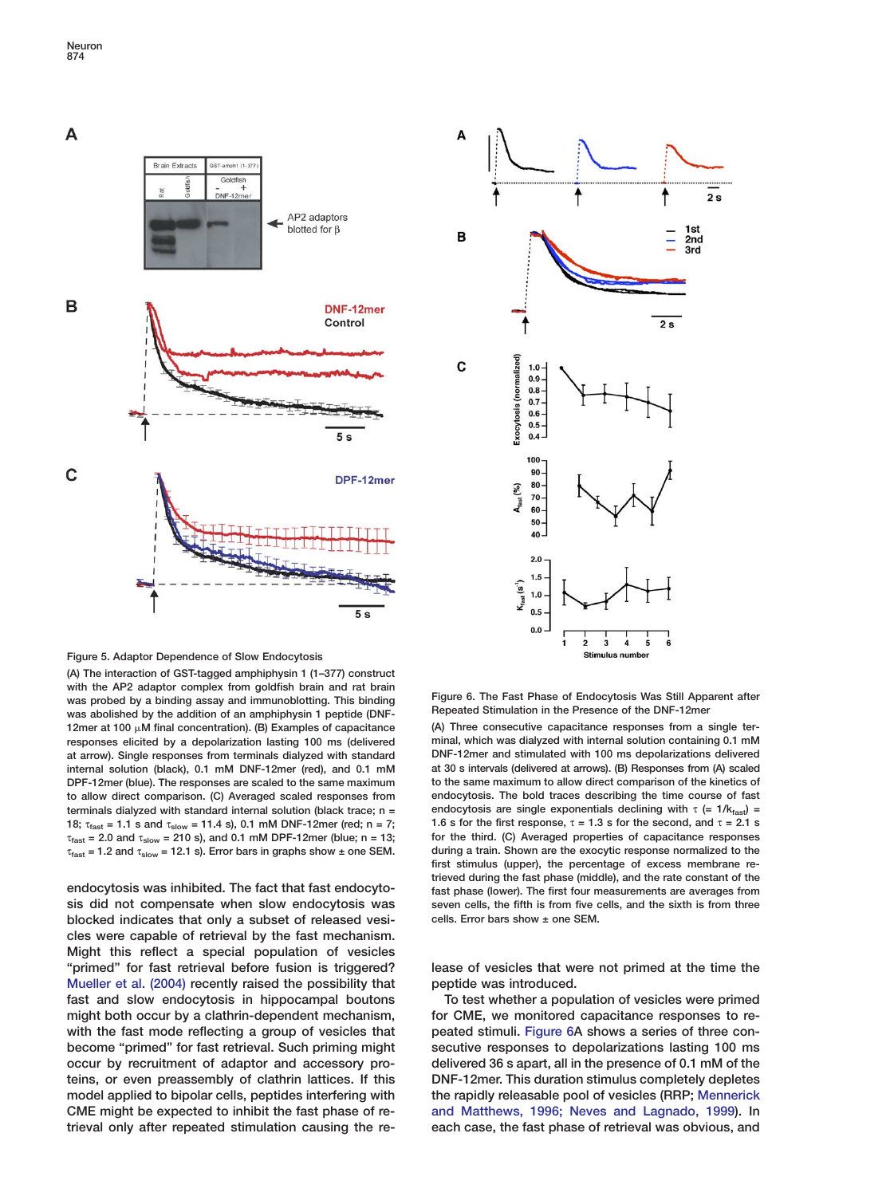Figure 5. Adaptor Dependence of Slow Endocytosis

(A) The interaction of GST-tagged amphiphysin 1 (1–377) construct with the AP2 adaptor complex from goldfish brain and rat brain was probed by a binding assay and immunoblotting. This binding was abolished by the addition of an amphiphysin 1 peptide (DNF-12mer at 100 μM final concentration). (B) Examples of capacitance responses elicited by a depolarization lasting 100 ms (delivered at arrow). Single responses from terminals dialyzed with standard internal solution (black), 0.1 mM DNF-12mer (red), and 0.1 mM DPF-12mer (blue). The responses are scaled to the same maximum to allow direct comparison. (C) Averaged scaled responses from terminals dialyzed with standard internal solution (black trace; n = 18; $\tau_{fast}$ = 1.1 s and $\tau_{slow}$ = 11.4 s), 0.1 mM DNF-12mer (red; n = 7; $\tau_{fast}$ = 2.0 and $\tau_{slow}$ = 210 s), and 0.1 mM DPF-12mer (blue; n = 13; $\tau_{fast}$ = 1.2 and $\tau_{slow}$ = 12.1 s). Error bars in graphs show ± one SEM.

Figure 6. The Fast Phase of Endocytosis Was Still Apparent after Repeated Stimulation in the Presence of the DNF-12mer

(A) Three consecutive capacitance responses from a single terminal, which was dialyzed with internal solution containing 0.1 mM DNF-12mer and stimulated with 100 ms depolarizations delivered at 30 s intervals (delivered at arrows). (B) Responses from (A) scaled to the same maximum to allow direct comparison of the kinetics of endocytosis. The bold traces describing the time course of fast endocytosis are single exponentials declining with $\tau$ (= $1/k_{fast}$) = 1.6 s for the first response, $\tau$ = 1.3 s for the second, and $\tau$ = 2.1 s for the third. (C) Averaged properties of capacitance responses during a train. Shown are the exocytic response normalized to the first stimulus (upper), the percentage of excess membrane retrieved during the fast phase (middle), and the rate constant of the fast phase (lower). The first four measurements are averages from seven cells, the fifth is from five cells, and the sixth is from three cells. Error bars show ± one SEM.

endocytosis was inhibited. The fact that fast endocytosis did not compensate when slow endocytosis was blocked indicates that only a subset of released vesicles were capable of retrieval by the fast mechanism. Might this reflect a special population of vesicles "primed" for fast retrieval before fusion is triggered? Mueller et al. (2004) recently raised the possibility that fast and slow endocytosis in hippocampal boutons might both occur by a clathrin-dependent mechanism, with the fast mode reflecting a group of vesicles that become "primed" for fast retrieval. Such priming might occur by recruitment of adaptor and accessory proteins, or even preassembly of clathrin lattices. If this model applied to bipolar cells, peptides interfering with CME might be expected to inhibit the fast phase of retrieval only after repeated stimulation causing the release of vesicles that were not primed at the time the peptide was introduced.

To test whether a population of vesicles were primed for CME, we monitored capacitance responses to repeated stimuli. Figure 6A shows a series of three consecutive responses to depolarizations lasting 100 ms delivered 36 s apart, all in the presence of 0.1 mM of the DNF-12mer. This duration stimulus completely depletes the rapidly releasable pool of vesicles (RRP; Mennerick and Matthews, 1996; Neves and Lagnado, 1999). In each case, the fast phase of retrieval was obvious, and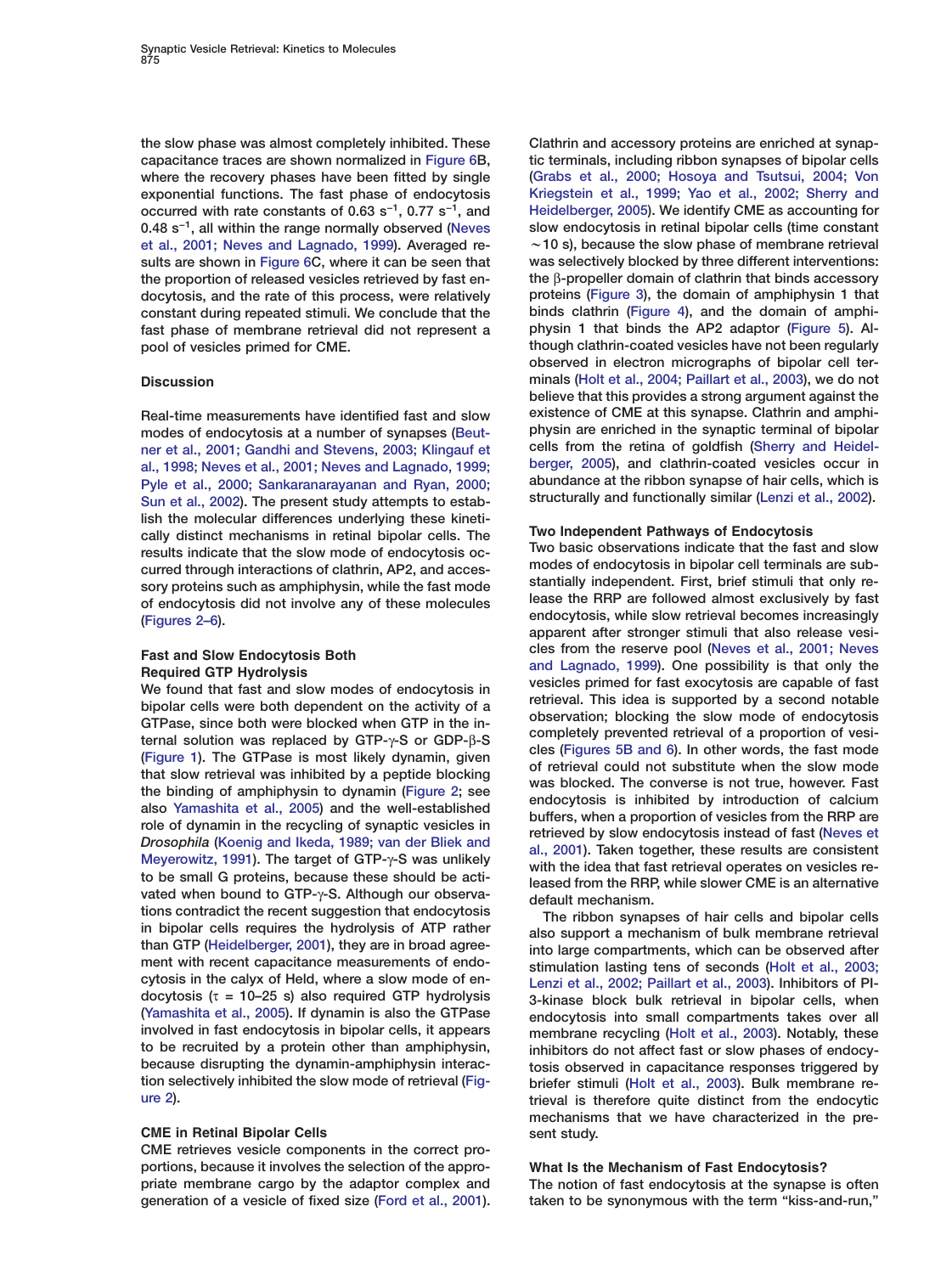the slow phase was almost completely inhibited. These capacitance traces are shown normalized in Figure 6B, where the recovery phases have been fitted by single exponential functions. The fast phase of endocytosis occurred with rate constants of 0.63 $s^{-1}$, 0.77 $s^{-1}$, and 0.48 $s^{-1}$, all within the range normally observed (Neves et al., 2001; Neves and Lagnado, 1999). Averaged results are shown in Figure 6C, where it can be seen that the proportion of released vesicles retrieved by fast endocytosis, and the rate of this process, were relatively constant during repeated stimuli. We conclude that the fast phase of membrane retrieval did not represent a pool of vesicles primed for CME.

## Discussion

Real-time measurements have identified fast and slow modes of endocytosis at a number of synapses (Beutner et al., 2001; Gandhi and Stevens, 2003; Klingauf et al., 1998; Neves et al., 2001; Neves and Lagnado, 1999; Pyle et al., 2000; Sankaranarayanan and Ryan, 2000; Sun et al., 2002). The present study attempts to establish the molecular differences underlying these kinetically distinct mechanisms in retinal bipolar cells. The results indicate that the slow mode of endocytosis occurred through interactions of clathrin, AP2, and accessory proteins such as amphiphysin, while the fast mode of endocytosis did not involve any of these molecules (Figures 2–6).

### Fast and Slow Endocytosis Both Required GTP Hydrolysis

We found that fast and slow modes of endocytosis in bipolar cells were both dependent on the activity of a GTPase, since both were blocked when GTP in the internal solution was replaced by GTP-γ-S or GDP-β-S (Figure 1). The GTPase is most likely dynamin, given that slow retrieval was inhibited by a peptide blocking the binding of amphiphysin to dynamin (Figure 2; see also Yamashita et al., 2005) and the well-established role of dynamin in the recycling of synaptic vesicles in *Drosophila* (Koenig and Ikeda, 1989; van der Bliek and Meyerowitz, 1991). The target of GTP-γ-S was unlikely to be small G proteins, because these should be activated when bound to GTP-γ-S. Although our observations contradict the recent suggestion that endocytosis in bipolar cells requires the hydrolysis of ATP rather than GTP (Heidelberger, 2001), they are in broad agreement with recent capacitance measurements of endocytosis in the calyx of Held, where a slow mode of endocytosis (τ = 10–25 s) also required GTP hydrolysis (Yamashita et al., 2005). If dynamin is also the GTPase involved in fast endocytosis in bipolar cells, it appears to be recruited by a protein other than amphiphysin, because disrupting the dynamin-amphiphysin interaction selectively inhibited the slow mode of retrieval (Figure 2).

### CME in Retinal Bipolar Cells

CME retrieves vesicle components in the correct proportions, because it involves the selection of the appropriate membrane cargo by the adaptor complex and generation of a vesicle of fixed size (Ford et al., 2001). Clathrin and accessory proteins are enriched at synaptic terminals, including ribbon synapses of bipolar cells (Grabs et al., 2000; Hosoya and Tsutsui, 2004; Von Kriegstein et al., 1999; Yao et al., 2002; Sherry and Heidelberger, 2005). We identify CME as accounting for slow endocytosis in retinal bipolar cells (time constant ~10 s), because the slow phase of membrane retrieval was selectively blocked by three different interventions: the β-propeller domain of clathrin that binds accessory proteins (Figure 3), the domain of amphiphysin 1 that binds clathrin (Figure 4), and the domain of amphiphysin 1 that binds the AP2 adaptor (Figure 5). Although clathrin-coated vesicles have not been regularly observed in electron micrographs of bipolar cell terminals (Holt et al., 2004; Paillart et al., 2003), we do not believe that this provides a strong argument against the existence of CME at this synapse. Clathrin and amphiphysin are enriched in the synaptic terminal of bipolar cells from the retina of goldfish (Sherry and Heidelberger, 2005), and clathrin-coated vesicles occur in abundance at the ribbon synapse of hair cells, which is structurally and functionally similar (Lenzi et al., 2002).

### Two Independent Pathways of Endocytosis

Two basic observations indicate that the fast and slow modes of endocytosis in bipolar cell terminals are substantially independent. First, brief stimuli that only release the RRP are followed almost exclusively by fast endocytosis, while slow retrieval becomes increasingly apparent after stronger stimuli that also release vesicles from the reserve pool (Neves et al., 2001; Neves and Lagnado, 1999). One possibility is that only the vesicles primed for fast exocytosis are capable of fast retrieval. This idea is supported by a second notable observation; blocking the slow mode of endocytosis completely prevented retrieval of a proportion of vesicles (Figures 5B and 6). In other words, the fast mode of retrieval could not substitute when the slow mode was blocked. The converse is not true, however. Fast endocytosis is inhibited by introduction of calcium buffers, when a proportion of vesicles from the RRP are retrieved by slow endocytosis instead of fast (Neves et al., 2001). Taken together, these results are consistent with the idea that fast retrieval operates on vesicles released from the RRP, while slower CME is an alternative default mechanism.

The ribbon synapses of hair cells and bipolar cells also support a mechanism of bulk membrane retrieval into large compartments, which can be observed after stimulation lasting tens of seconds (Holt et al., 2003; Lenzi et al., 2002; Paillart et al., 2003). Inhibitors of PI-3-kinase block bulk retrieval in bipolar cells, when endocytosis into small compartments takes over all membrane recycling (Holt et al., 2003). Notably, these inhibitors do not affect fast or slow phases of endocytosis observed in capacitance responses triggered by briefer stimuli (Holt et al., 2003). Bulk membrane retrieval is therefore quite distinct from the endocytic mechanisms that we have characterized in the present study.

### What Is the Mechanism of Fast Endocytosis?

The notion of fast endocytosis at the synapse is often taken to be synonymous with the term "kiss-and-run,"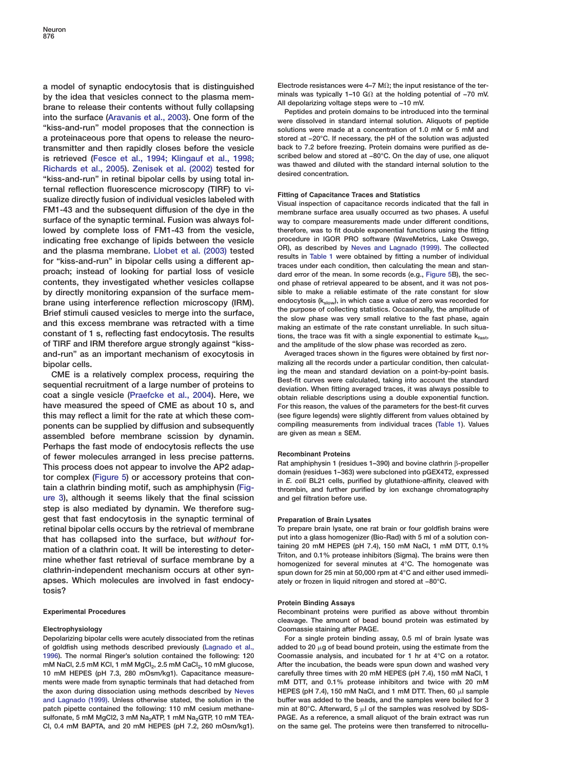a model of synaptic endocytosis that is distinguished by the idea that vesicles connect to the plasma membrane to release their contents without fully collapsing into the surface (Aravanis et al., 2003). One form of the "kiss-and-run" model proposes that the connection is a proteinaceous pore that opens to release the neurotransmitter and then rapidly closes before the vesicle is retrieved (Fesce et al., 1994; Klingauf et al., 1998; Richards et al., 2005). Zenisek et al. (2002) tested for "kiss-and-run" in retinal bipolar cells by using total internal reflection fluorescence microscopy (TIRF) to visualize directly fusion of individual vesicles labeled with FM1-43 and the subsequent diffusion of the dye in the surface of the synaptic terminal. Fusion was always followed by complete loss of FM1-43 from the vesicle, indicating free exchange of lipids between the vesicle and the plasma membrane. Llobet et al. (2003) tested for "kiss-and-run" in bipolar cells using a different approach; instead of looking for partial loss of vesicle contents, they investigated whether vesicles collapse by directly monitoring expansion of the surface membrane using interference reflection microscopy (IRM). Brief stimuli caused vesicles to merge into the surface, and this excess membrane was retracted with a time constant of 1 s, reflecting fast endocytosis. The results of TIRF and IRM therefore argue strongly against "kiss-and-run" as an important mechanism of exocytosis in bipolar cells.

CME is a relatively complex process, requiring the sequential recruitment of a large number of proteins to coat a single vesicle (Praefcke et al., 2004). Here, we have measured the speed of CME as about 10 s, and this may reflect a limit for the rate at which these components can be supplied by diffusion and subsequently assembled before membrane scission by dynamin. Perhaps the fast mode of endocytosis reflects the use of fewer molecules arranged in less precise patterns. This process does not appear to involve the AP2 adaptor complex (Figure 5) or accessory proteins that contain a clathrin binding motif, such as amphiphysin (Figure 3), although it seems likely that the final scission step is also mediated by dynamin. We therefore suggest that fast endocytosis in the synaptic terminal of retinal bipolar cells occurs by the retrieval of membrane that has collapsed into the surface, but *without* formation of a clathrin coat. It will be interesting to determine whether fast retrieval of surface membrane by a clathrin-independent mechanism occurs at other synapses. Which molecules are involved in fast endocytosis?

## Experimental Procedures

### Electrophysiology

Depolarizing bipolar cells were acutely dissociated from the retinas of goldfish using methods described previously (Lagnado et al., 1996). The normal Ringer's solution contained the following: 120 mM NaCl, 2.5 mM KCl, 1 mM $MgCl_2$, 2.5 mM $CaCl_2$, 10 mM glucose, 10 mM HEPES (pH 7.3, 280 mOsm/kg1). Capacitance measurements were made from synaptic terminals that had detached from the axon during dissociation using methods described by Neves and Lagnado (1999). Unless otherwise stated, the solution in the patch pipette contained the following: 110 mM cesium methanesulfonate, 5 mM MgCl2, 3 mM $Na_2ATP$, 1 mM $Na_2GTP$, 10 mM TEA-Cl, 0.4 mM BAPTA, and 20 mM HEPES (pH 7.2, 260 mOsm/kg1). Electrode resistances were 4–7 MΩ; the input resistance of the terminals was typically 1–10 GΩ at the holding potential of −70 mV. All depolarizing voltage steps were to −10 mV.

Peptides and protein domains to be introduced into the terminal were dissolved in standard internal solution. Aliquots of peptide solutions were made at a concentration of 1.0 mM or 5 mM and stored at −20°C. If necessary, the pH of the solution was adjusted back to 7.2 before freezing. Protein domains were purified as described below and stored at −80°C. On the day of use, one aliquot was thawed and diluted with the standard internal solution to the desired concentration.

### Fitting of Capacitance Traces and Statistics

Visual inspection of capacitance records indicated that the fall in membrane surface area usually occurred as two phases. A useful way to compare measurements made under different conditions, therefore, was to fit double exponential functions using the fitting procedure in IGOR PRO software (WaveMetrics, Lake Oswego, OR), as described by Neves and Lagnado (1999). The collected results in Table 1 were obtained by fitting a number of individual traces under each condition, then calculating the mean and standard error of the mean. In some records (e.g., Figure 5B), the second phase of retrieval appeared to be absent, and it was not possible to make a reliable estimate of the rate constant for slow endocytosis ($k_{slow}$), in which case a value of zero was recorded for the purpose of collecting statistics. Occasionally, the amplitude of the slow phase was very small relative to the fast phase, again making an estimate of the rate constant unreliable. In such situations, the trace was fit with a single exponential to estimate $k_{fast}$, and the amplitude of the slow phase was recorded as zero.

Averaged traces shown in the figures were obtained by first normalizing all the records under a particular condition, then calculating the mean and standard deviation on a point-by-point basis. Best-fit curves were calculated, taking into account the standard deviation. When fitting averaged traces, it was always possible to obtain reliable descriptions using a double exponential function. For this reason, the values of the parameters for the best-fit curves (see figure legends) were slightly different from values obtained by compiling measurements from individual traces (Table 1). Values are given as mean ± SEM.

### Recombinant Proteins

Rat amphiphysin 1 (residues 1–390) and bovine clathrin β-propeller domain (residues 1–363) were subcloned into pGEX4T2, expressed in *E. coli* BL21 cells, purified by glutathione-affinity, cleaved with thrombin, and further purified by ion exchange chromatography and gel filtration before use.

### Preparation of Brain Lysates

To prepare brain lysate, one rat brain or four goldfish brains were put into a glass homogenizer (Bio-Rad) with 5 ml of a solution containing 20 mM HEPES (pH 7.4), 150 mM NaCl, 1 mM DTT, 0.1% Triton, and 0.1% protease inhibitors (Sigma). The brains were then homogenized for several minutes at 4°C. The homogenate was spun down for 25 min at 50,000 rpm at 4°C and either used immediately or frozen in liquid nitrogen and stored at −80°C.

### Protein Binding Assays

Recombinant proteins were purified as above without thrombin cleavage. The amount of bead bound protein was estimated by Coomassie staining after PAGE.

For a single protein binding assay, 0.5 ml of brain lysate was added to 20 μg of bead bound protein, using the estimate from the Coomassie analysis, and incubated for 1 hr at 4°C on a rotator. After the incubation, the beads were spun down and washed very carefully three times with 20 mM HEPES (pH 7.4), 150 mM NaCl, 1 mM DTT, and 0.1% protease inhibitors and twice with 20 mM HEPES (pH 7.4), 150 mM NaCl, and 1 mM DTT. Then, 60 μl sample buffer was added to the beads, and the samples were boiled for 3 min at 80°C. Afterward, 5 μl of the samples was resolved by SDS-PAGE. As a reference, a small aliquot of the brain extract was run on the same gel. The proteins were then transferred to nitrocellu-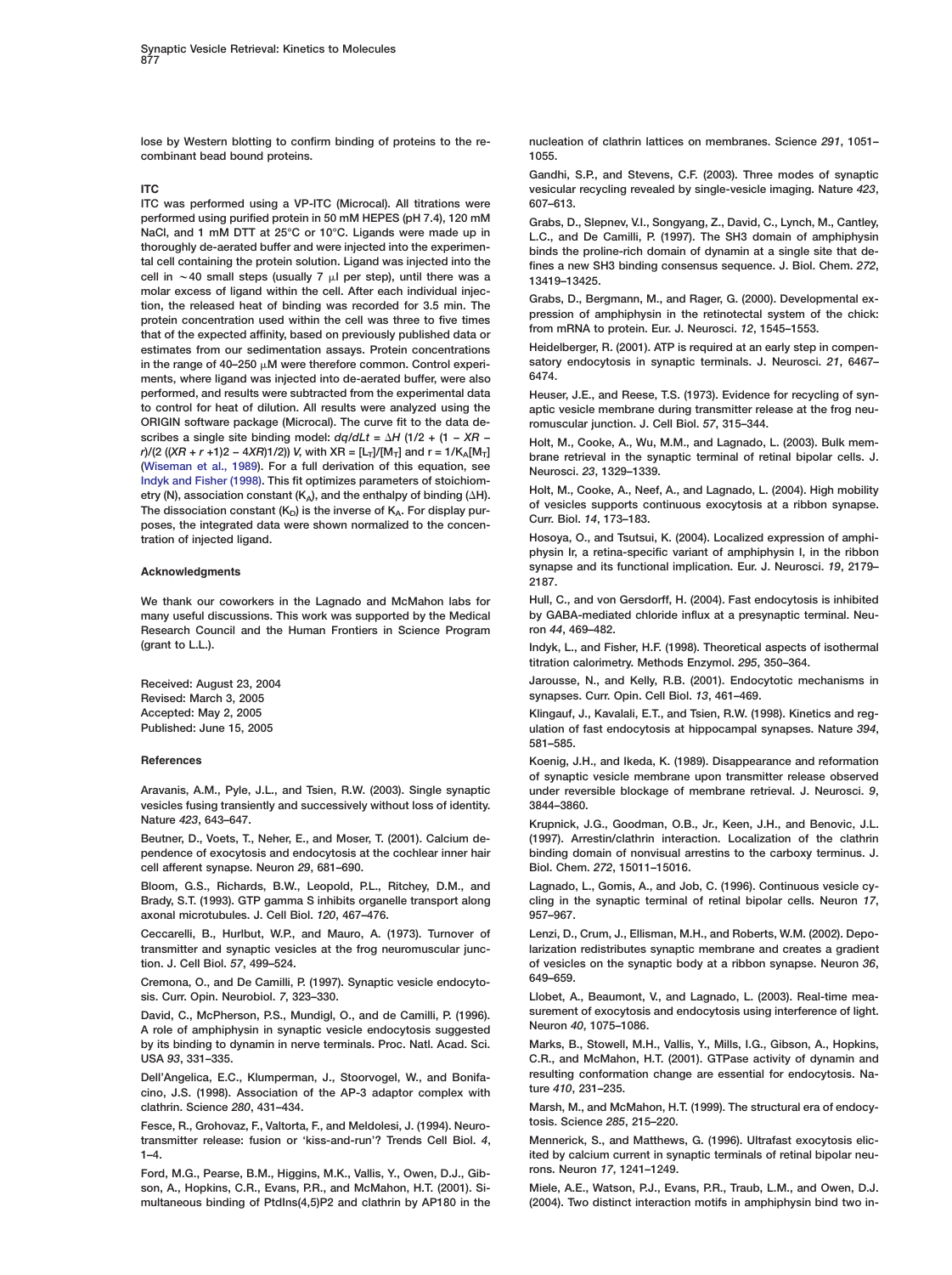lose by Western blotting to confirm binding of proteins to the recombinant bead bound proteins.

### ITC

ITC was performed using a VP-ITC (Microcal). All titrations were performed using purified protein in 50 mM HEPES (pH 7.4), 120 mM NaCl, and 1 mM DTT at 25°C or 10°C. Ligands were made up in thoroughly de-aerated buffer and were injected into the experimental cell containing the protein solution. Ligand was injected into the cell in ~40 small steps (usually 7 μl per step), until there was a molar excess of ligand within the cell. After each individual injection, the released heat of binding was recorded for 3.5 min. The protein concentration used within the cell was three to five times that of the expected affinity, based on previously published data or estimates from our sedimentation assays. Protein concentrations in the range of 40–250 μM were therefore common. Control experiments, where ligand was injected into de-aerated buffer, were also performed, and results were subtracted from the experimental data to control for heat of dilution. All results were analyzed using the ORIGIN software package (Microcal). The curve fit to the data describes a single site binding model: $dq/dLt = \Delta H\ (1/2 + (1 - XR - r)/(2\ ((XR + r + 1)2 - 4XR)1/2))\ V$, with $XR = [L_T]/[M_T]$ and $r = 1/K_A[M_T]$ (Wiseman et al., 1989). For a full derivation of this equation, see Indyk and Fisher (1998). This fit optimizes parameters of stoichiometry (N), association constant ($K_A$), and the enthalpy of binding ($\Delta H$). The dissociation constant ($K_D$) is the inverse of $K_A$. For display purposes, the integrated data were shown normalized to the concentration of injected ligand.

## Acknowledgments

We thank our coworkers in the Lagnado and McMahon labs for many useful discussions. This work was supported by the Medical Research Council and the Human Frontiers in Science Program (grant to L.L.).

Received: August 23, 2004
Revised: March 3, 2005
Accepted: May 2, 2005
Published: June 15, 2005

## References

Aravanis, A.M., Pyle, J.L., and Tsien, R.W. (2003). Single synaptic vesicles fusing transiently and successively without loss of identity. Nature *423*, 643–647.

Beutner, D., Voets, T., Neher, E., and Moser, T. (2001). Calcium dependence of exocytosis and endocytosis at the cochlear inner hair cell afferent synapse. Neuron *29*, 681–690.

Bloom, G.S., Richards, B.W., Leopold, P.L., Ritchey, D.M., and Brady, S.T. (1993). GTP gamma S inhibits organelle transport along axonal microtubules. J. Cell Biol. *120*, 467–476.

Ceccarelli, B., Hurlbut, W.P., and Mauro, A. (1973). Turnover of transmitter and synaptic vesicles at the frog neuromuscular junction. J. Cell Biol. *57*, 499–524.

Cremona, O., and De Camilli, P. (1997). Synaptic vesicle endocytosis. Curr. Opin. Neurobiol. *7*, 323–330.

David, C., McPherson, P.S., Mundigl, O., and de Camilli, P. (1996). A role of amphiphysin in synaptic vesicle endocytosis suggested by its binding to dynamin in nerve terminals. Proc. Natl. Acad. Sci. USA *93*, 331–335.

Dell'Angelica, E.C., Klumperman, J., Stoorvogel, W., and Bonifacino, J.S. (1998). Association of the AP-3 adaptor complex with clathrin. Science *280*, 431–434.

Fesce, R., Grohovaz, F., Valtorta, F., and Meldolesi, J. (1994). Neurotransmitter release: fusion or 'kiss-and-run'? Trends Cell Biol. *4*, 1–4.

Ford, M.G., Pearse, B.M., Higgins, M.K., Vallis, Y., Owen, D.J., Gibson, A., Hopkins, C.R., Evans, P.R., and McMahon, H.T. (2001). Simultaneous binding of PtdIns(4,5)P2 and clathrin by AP180 in the nucleation of clathrin lattices on membranes. Science *291*, 1051–1055.

Gandhi, S.P., and Stevens, C.F. (2003). Three modes of synaptic vesicular recycling revealed by single-vesicle imaging. Nature *423*, 607–613.

Grabs, D., Slepnev, V.I., Songyang, Z., David, C., Lynch, M., Cantley, L.C., and De Camilli, P. (1997). The SH3 domain of amphiphysin binds the proline-rich domain of dynamin at a single site that defines a new SH3 binding consensus sequence. J. Biol. Chem. *272*, 13419–13425.

Grabs, D., Bergmann, M., and Rager, G. (2000). Developmental expression of amphiphysin in the retinotectal system of the chick: from mRNA to protein. Eur. J. Neurosci. *12*, 1545–1553.

Heidelberger, R. (2001). ATP is required at an early step in compensatory endocytosis in synaptic terminals. J. Neurosci. *21*, 6467–6474.

Heuser, J.E., and Reese, T.S. (1973). Evidence for recycling of synaptic vesicle membrane during transmitter release at the frog neuromuscular junction. J. Cell Biol. *57*, 315–344.

Holt, M., Cooke, A., Wu, M.M., and Lagnado, L. (2003). Bulk membrane retrieval in the synaptic terminal of retinal bipolar cells. J. Neurosci. *23*, 1329–1339.

Holt, M., Cooke, A., Neef, A., and Lagnado, L. (2004). High mobility of vesicles supports continuous exocytosis at a ribbon synapse. Curr. Biol. *14*, 173–183.

Hosoya, O., and Tsutsui, K. (2004). Localized expression of amphiphysin Ir, a retina-specific variant of amphiphysin I, in the ribbon synapse and its functional implication. Eur. J. Neurosci. *19*, 2179–2187.

Hull, C., and von Gersdorff, H. (2004). Fast endocytosis is inhibited by GABA-mediated chloride influx at a presynaptic terminal. Neuron *44*, 469–482.

Indyk, L., and Fisher, H.F. (1998). Theoretical aspects of isothermal titration calorimetry. Methods Enzymol. *295*, 350–364.

Jarousse, N., and Kelly, R.B. (2001). Endocytotic mechanisms in synapses. Curr. Opin. Cell Biol. *13*, 461–469.

Klingauf, J., Kavalali, E.T., and Tsien, R.W. (1998). Kinetics and regulation of fast endocytosis at hippocampal synapses. Nature *394*, 581–585.

Koenig, J.H., and Ikeda, K. (1989). Disappearance and reformation of synaptic vesicle membrane upon transmitter release observed under reversible blockage of membrane retrieval. J. Neurosci. *9*, 3844–3860.

Krupnick, J.G., Goodman, O.B., Jr., Keen, J.H., and Benovic, J.L. (1997). Arrestin/clathrin interaction. Localization of the clathrin binding domain of nonvisual arrestins to the carboxy terminus. J. Biol. Chem. *272*, 15011–15016.

Lagnado, L., Gomis, A., and Job, C. (1996). Continuous vesicle cycling in the synaptic terminal of retinal bipolar cells. Neuron *17*, 957–967.

Lenzi, D., Crum, J., Ellisman, M.H., and Roberts, W.M. (2002). Depolarization redistributes synaptic membrane and creates a gradient of vesicles on the synaptic body at a ribbon synapse. Neuron *36*, 649–659.

Llobet, A., Beaumont, V., and Lagnado, L. (2003). Real-time measurement of exocytosis and endocytosis using interference of light. Neuron *40*, 1075–1086.

Marks, B., Stowell, M.H., Vallis, Y., Mills, I.G., Gibson, A., Hopkins, C.R., and McMahon, H.T. (2001). GTPase activity of dynamin and resulting conformation change are essential for endocytosis. Nature *410*, 231–235.

Marsh, M., and McMahon, H.T. (1999). The structural era of endocytosis. Science *285*, 215–220.

Mennerick, S., and Matthews, G. (1996). Ultrafast exocytosis elicited by calcium current in synaptic terminals of retinal bipolar neurons. Neuron *17*, 1241–1249.

Miele, A.E., Watson, P.J., Evans, P.R., Traub, L.M., and Owen, D.J. (2004). Two distinct interaction motifs in amphiphysin bind two in-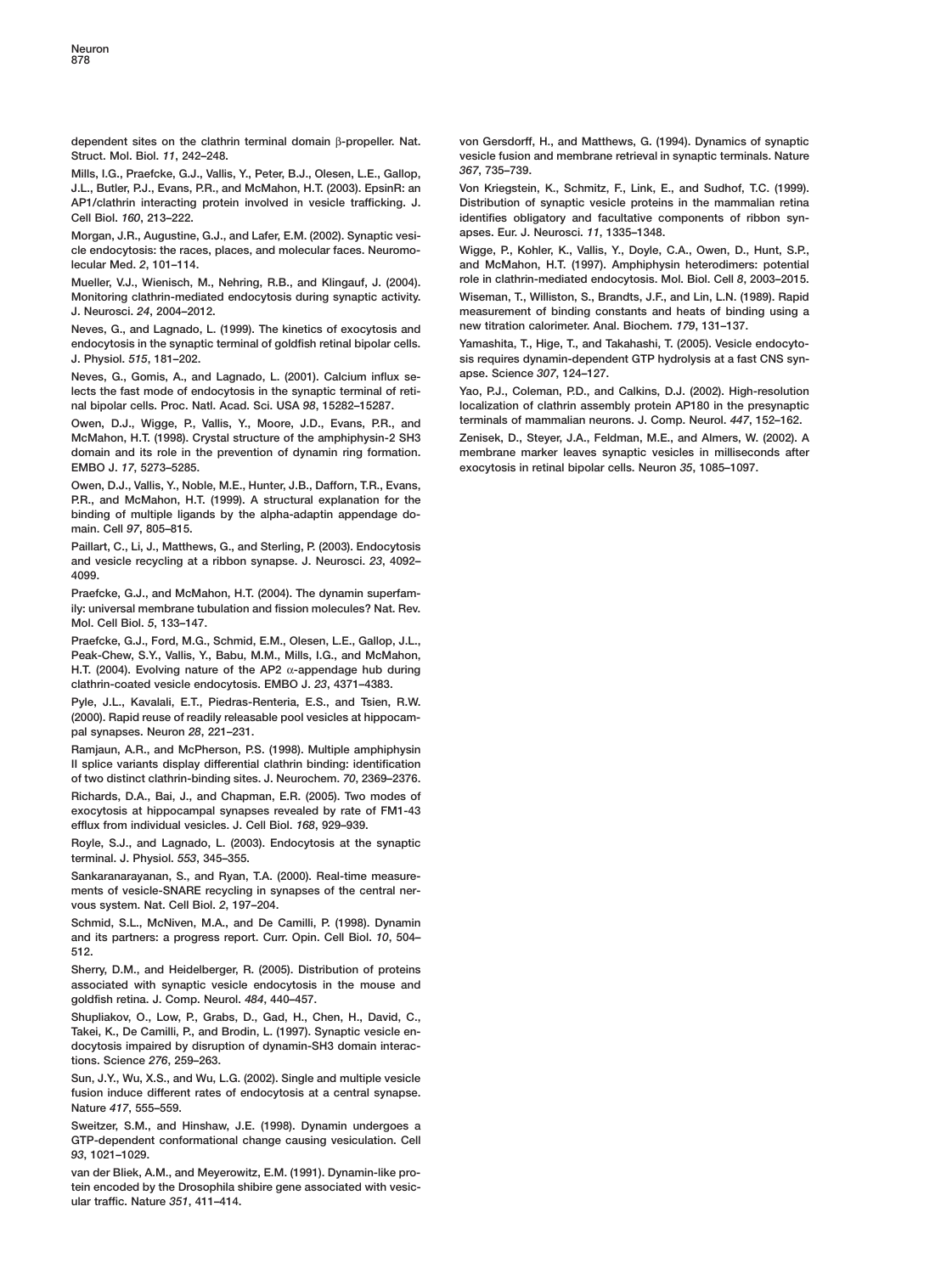dependent sites on the clathrin terminal domain β-propeller. Nat. Struct. Mol. Biol. *11*, 242–248.

Mills, I.G., Praefcke, G.J., Vallis, Y., Peter, B.J., Olesen, L.E., Gallop, J.L., Butler, P.J., Evans, P.R., and McMahon, H.T. (2003). EpsinR: an AP1/clathrin interacting protein involved in vesicle trafficking. J. Cell Biol. *160*, 213–222.

Morgan, J.R., Augustine, G.J., and Lafer, E.M. (2002). Synaptic vesicle endocytosis: the races, places, and molecular faces. Neuromolecular Med. *2*, 101–114.

Mueller, V.J., Wienisch, M., Nehring, R.B., and Klingauf, J. (2004). Monitoring clathrin-mediated endocytosis during synaptic activity. J. Neurosci. *24*, 2004–2012.

Neves, G., and Lagnado, L. (1999). The kinetics of exocytosis and endocytosis in the synaptic terminal of goldfish retinal bipolar cells. J. Physiol. *515*, 181–202.

Neves, G., Gomis, A., and Lagnado, L. (2001). Calcium influx selects the fast mode of endocytosis in the synaptic terminal of retinal bipolar cells. Proc. Natl. Acad. Sci. USA *98*, 15282–15287.

Owen, D.J., Wigge, P., Vallis, Y., Moore, J.D., Evans, P.R., and McMahon, H.T. (1998). Crystal structure of the amphiphysin-2 SH3 domain and its role in the prevention of dynamin ring formation. EMBO J. *17*, 5273–5285.

Owen, D.J., Vallis, Y., Noble, M.E., Hunter, J.B., Dafforn, T.R., Evans, P.R., and McMahon, H.T. (1999). A structural explanation for the binding of multiple ligands by the alpha-adaptin appendage domain. Cell *97*, 805–815.

Paillart, C., Li, J., Matthews, G., and Sterling, P. (2003). Endocytosis and vesicle recycling at a ribbon synapse. J. Neurosci. *23*, 4092–4099.

Praefcke, G.J., and McMahon, H.T. (2004). The dynamin superfamily: universal membrane tubulation and fission molecules? Nat. Rev. Mol. Cell Biol. *5*, 133–147.

Praefcke, G.J., Ford, M.G., Schmid, E.M., Olesen, L.E., Gallop, J.L., Peak-Chew, S.Y., Vallis, Y., Babu, M.M., Mills, I.G., and McMahon, H.T. (2004). Evolving nature of the AP2 α-appendage hub during clathrin-coated vesicle endocytosis. EMBO J. *23*, 4371–4383.

Pyle, J.L., Kavalali, E.T., Piedras-Renteria, E.S., and Tsien, R.W. (2000). Rapid reuse of readily releasable pool vesicles at hippocampal synapses. Neuron *28*, 221–231.

Ramjaun, A.R., and McPherson, P.S. (1998). Multiple amphiphysin II splice variants display differential clathrin binding: identification of two distinct clathrin-binding sites. J. Neurochem. *70*, 2369–2376.

Richards, D.A., Bai, J., and Chapman, E.R. (2005). Two modes of exocytosis at hippocampal synapses revealed by rate of FM1-43 efflux from individual vesicles. J. Cell Biol. *168*, 929–939.

Royle, S.J., and Lagnado, L. (2003). Endocytosis at the synaptic terminal. J. Physiol. *553*, 345–355.

Sankaranarayanan, S., and Ryan, T.A. (2000). Real-time measurements of vesicle-SNARE recycling in synapses of the central nervous system. Nat. Cell Biol. *2*, 197–204.

Schmid, S.L., McNiven, M.A., and De Camilli, P. (1998). Dynamin and its partners: a progress report. Curr. Opin. Cell Biol. *10*, 504–512.

Sherry, D.M., and Heidelberger, R. (2005). Distribution of proteins associated with synaptic vesicle endocytosis in the mouse and goldfish retina. J. Comp. Neurol. *484*, 440–457.

Shupliakov, O., Low, P., Grabs, D., Gad, H., Chen, H., David, C., Takei, K., De Camilli, P., and Brodin, L. (1997). Synaptic vesicle endocytosis impaired by disruption of dynamin-SH3 domain interactions. Science *276*, 259–263.

Sun, J.Y., Wu, X.S., and Wu, L.G. (2002). Single and multiple vesicle fusion induce different rates of endocytosis at a central synapse. Nature *417*, 555–559.

Sweitzer, S.M., and Hinshaw, J.E. (1998). Dynamin undergoes a GTP-dependent conformational change causing vesiculation. Cell *93*, 1021–1029.

van der Bliek, A.M., and Meyerowitz, E.M. (1991). Dynamin-like protein encoded by the Drosophila shibire gene associated with vesicular traffic. Nature *351*, 411–414.

von Gersdorff, H., and Matthews, G. (1994). Dynamics of synaptic vesicle fusion and membrane retrieval in synaptic terminals. Nature *367*, 735–739.

Von Kriegstein, K., Schmitz, F., Link, E., and Sudhof, T.C. (1999). Distribution of synaptic vesicle proteins in the mammalian retina identifies obligatory and facultative components of ribbon synapses. Eur. J. Neurosci. *11*, 1335–1348.

Wigge, P., Kohler, K., Vallis, Y., Doyle, C.A., Owen, D., Hunt, S.P., and McMahon, H.T. (1997). Amphiphysin heterodimers: potential role in clathrin-mediated endocytosis. Mol. Biol. Cell *8*, 2003–2015.

Wiseman, T., Williston, S., Brandts, J.F., and Lin, L.N. (1989). Rapid measurement of binding constants and heats of binding using a new titration calorimeter. Anal. Biochem. *179*, 131–137.

Yamashita, T., Hige, T., and Takahashi, T. (2005). Vesicle endocytosis requires dynamin-dependent GTP hydrolysis at a fast CNS synapse. Science *307*, 124–127.

Yao, P.J., Coleman, P.D., and Calkins, D.J. (2002). High-resolution localization of clathrin assembly protein AP180 in the presynaptic terminals of mammalian neurons. J. Comp. Neurol. *447*, 152–162.

Zenisek, D., Steyer, J.A., Feldman, M.E., and Almers, W. (2002). A membrane marker leaves synaptic vesicles in milliseconds after exocytosis in retinal bipolar cells. Neuron *35*, 1085–1097.